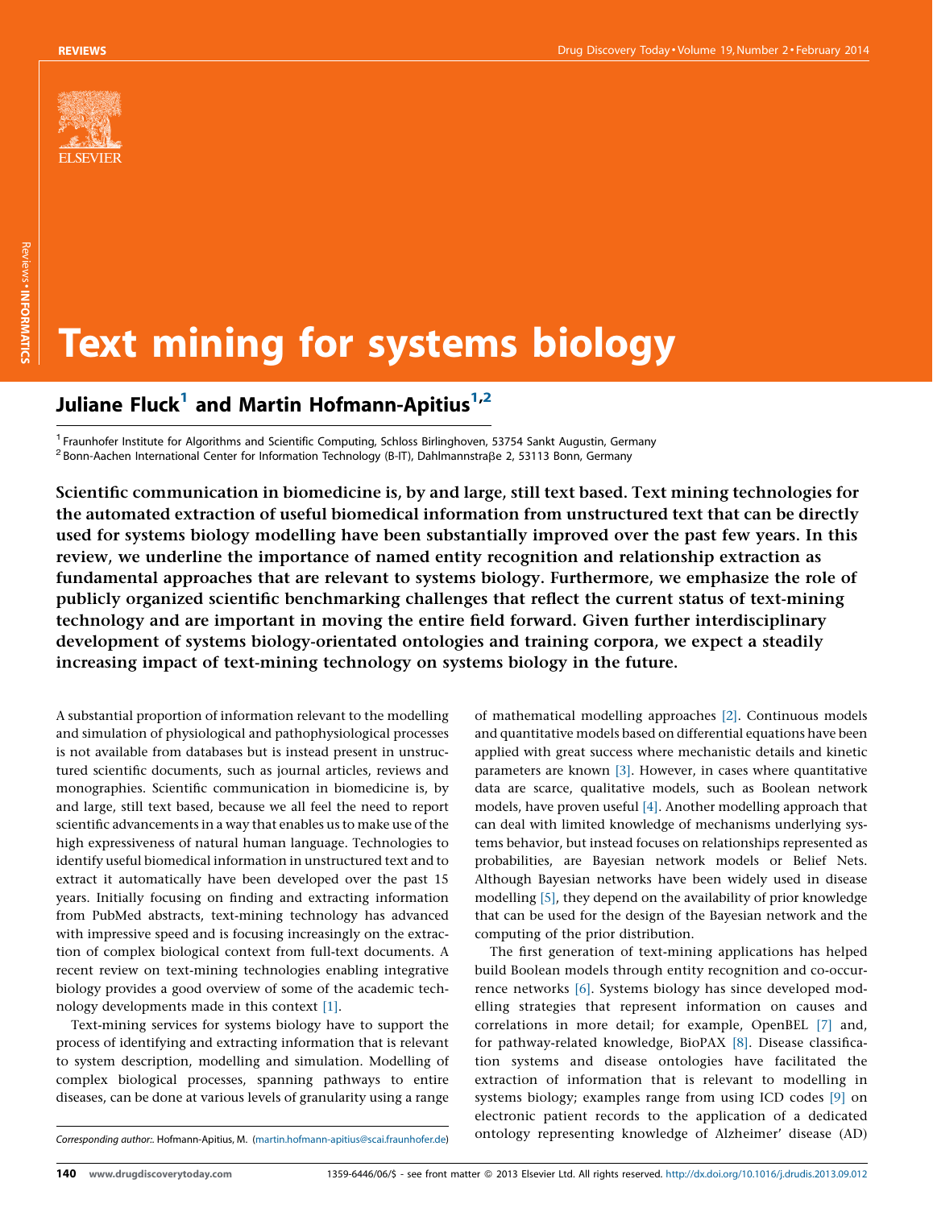# Text mining for systems biology

## Juliane Fluck[1] and Martin Hofmann-Apitius[1,2]

[1] Fraunhofer Institute for Algorithms and Scientific Computing, Schloss Birlinghoven, 53754 Sankt Augustin, Germany
[2] Bonn-Aachen International Center for Information Technology (B-IT), Dahlmannstraβe 2, 53113 Bonn, Germany

**Scientific communication in biomedicine is, by and large, still text based. Text mining technologies for the automated extraction of useful biomedical information from unstructured text that can be directly used for systems biology modelling have been substantially improved over the past few years. In this review, we underline the importance of named entity recognition and relationship extraction as fundamental approaches that are relevant to systems biology. Furthermore, we emphasize the role of publicly organized scientific benchmarking challenges that reflect the current status of text-mining technology and are important in moving the entire field forward. Given further interdisciplinary development of systems biology-orientated ontologies and training corpora, we expect a steadily increasing impact of text-mining technology on systems biology in the future.**

A substantial proportion of information relevant to the modelling and simulation of physiological and pathophysiological processes is not available from databases but is instead present in unstructured scientific documents, such as journal articles, reviews and monographies. Scientific communication in biomedicine is, by and large, still text based, because we all feel the need to report scientific advancements in a way that enables us to make use of the high expressiveness of natural human language. Technologies to identify useful biomedical information in unstructured text and to extract it automatically have been developed over the past 15 years. Initially focusing on finding and extracting information from PubMed abstracts, text-mining technology has advanced with impressive speed and is focusing increasingly on the extraction of complex biological context from full-text documents. A recent review on text-mining technologies enabling integrative biology provides a good overview of some of the academic technology developments made in this context [1].

Text-mining services for systems biology have to support the process of identifying and extracting information that is relevant to system description, modelling and simulation. Modelling of complex biological processes, spanning pathways to entire diseases, can be done at various levels of granularity using a range of mathematical modelling approaches [2]. Continuous models and quantitative models based on differential equations have been applied with great success where mechanistic details and kinetic parameters are known [3]. However, in cases where quantitative data are scarce, qualitative models, such as Boolean network models, have proven useful [4]. Another modelling approach that can deal with limited knowledge of mechanisms underlying systems behavior, but instead focuses on relationships represented as probabilities, are Bayesian network models or Belief Nets. Although Bayesian networks have been widely used in disease modelling [5], they depend on the availability of prior knowledge that can be used for the design of the Bayesian network and the computing of the prior distribution.

The first generation of text-mining applications has helped build Boolean models through entity recognition and co-occurrence networks [6]. Systems biology has since developed modelling strategies that represent information on causes and correlations in more detail; for example, OpenBEL [7] and, for pathway-related knowledge, BioPAX [8]. Disease classification systems and disease ontologies have facilitated the extraction of information that is relevant to modelling in systems biology; examples range from using ICD codes [9] on electronic patient records to the application of a dedicated ontology representing knowledge of Alzheimer' disease (AD)

*Corresponding author:*. Hofmann-Apitius, M. (martin.hofmann-apitius@scai.fraunhofer.de)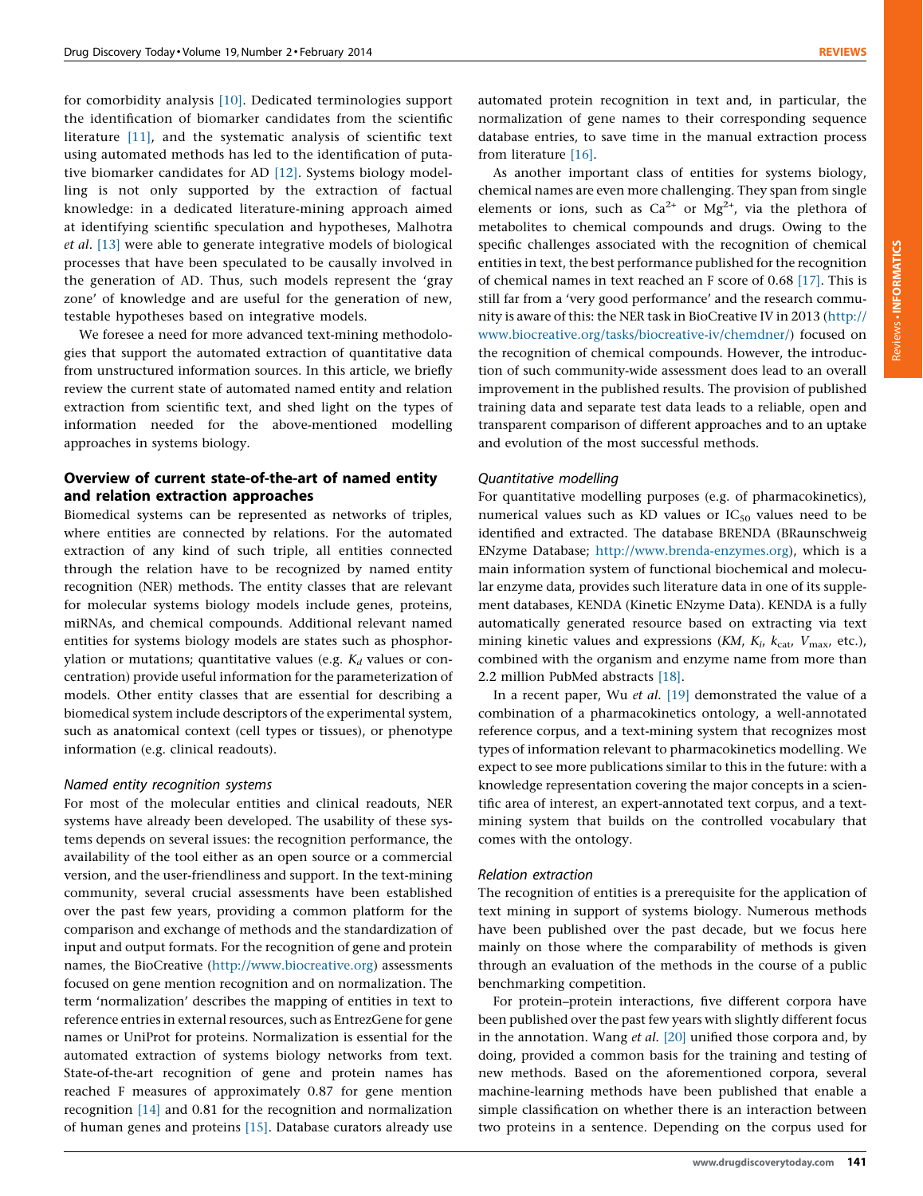for comorbidity analysis [10]. Dedicated terminologies support the identification of biomarker candidates from the scientific literature [11], and the systematic analysis of scientific text using automated methods has led to the identification of putative biomarker candidates for AD [12]. Systems biology modelling is not only supported by the extraction of factual knowledge: in a dedicated literature-mining approach aimed at identifying scientific speculation and hypotheses, Malhotra *et al.* [13] were able to generate integrative models of biological processes that have been speculated to be causally involved in the generation of AD. Thus, such models represent the 'gray zone' of knowledge and are useful for the generation of new, testable hypotheses based on integrative models.

We foresee a need for more advanced text-mining methodologies that support the automated extraction of quantitative data from unstructured information sources. In this article, we briefly review the current state of automated named entity and relation extraction from scientific text, and shed light on the types of information needed for the above-mentioned modelling approaches in systems biology.

## Overview of current state-of-the-art of named entity and relation extraction approaches

Biomedical systems can be represented as networks of triples, where entities are connected by relations. For the automated extraction of any kind of such triple, all entities connected through the relation have to be recognized by named entity recognition (NER) methods. The entity classes that are relevant for molecular systems biology models include genes, proteins, miRNAs, and chemical compounds. Additional relevant named entities for systems biology models are states such as phosphorylation or mutations; quantitative values (e.g. $K_d$ values or concentration) provide useful information for the parameterization of models. Other entity classes that are essential for describing a biomedical system include descriptors of the experimental system, such as anatomical context (cell types or tissues), or phenotype information (e.g. clinical readouts).

### *Named entity recognition systems*

For most of the molecular entities and clinical readouts, NER systems have already been developed. The usability of these systems depends on several issues: the recognition performance, the availability of the tool either as an open source or a commercial version, and the user-friendliness and support. In the text-mining community, several crucial assessments have been established over the past few years, providing a common platform for the comparison and exchange of methods and the standardization of input and output formats. For the recognition of gene and protein names, the BioCreative (http://www.biocreative.org) assessments focused on gene mention recognition and on normalization. The term 'normalization' describes the mapping of entities in text to reference entries in external resources, such as EntrezGene for gene names or UniProt for proteins. Normalization is essential for the automated extraction of systems biology networks from text. State-of-the-art recognition of gene and protein names has reached F measures of approximately 0.87 for gene mention recognition [14] and 0.81 for the recognition and normalization of human genes and proteins [15]. Database curators already use automated protein recognition in text and, in particular, the normalization of gene names to their corresponding sequence database entries, to save time in the manual extraction process from literature [16].

As another important class of entities for systems biology, chemical names are even more challenging. They span from single elements or ions, such as $Ca^{2+}$ or $Mg^{2+}$, via the plethora of metabolites to chemical compounds and drugs. Owing to the specific challenges associated with the recognition of chemical entities in text, the best performance published for the recognition of chemical names in text reached an F score of 0.68 [17]. This is still far from a 'very good performance' and the research community is aware of this: the NER task in BioCreative IV in 2013 (http://www.biocreative.org/tasks/biocreative-iv/chemdner/) focused on the recognition of chemical compounds. However, the introduction of such community-wide assessment does lead to an overall improvement in the published results. The provision of published training data and separate test data leads to a reliable, open and transparent comparison of different approaches and to an uptake and evolution of the most successful methods.

### *Quantitative modelling*

For quantitative modelling purposes (e.g. of pharmacokinetics), numerical values such as KD values or $IC_{50}$ values need to be identified and extracted. The database BRENDA (BRaunschweig ENzyme Database; http://www.brenda-enzymes.org), which is a main information system of functional biochemical and molecular enzyme data, provides such literature data in one of its supplement databases, KENDA (Kinetic ENzyme Data). KENDA is a fully automatically generated resource based on extracting via text mining kinetic values and expressions (*KM*, $K_i$, $k_{cat}$, $V_{max}$, etc.), combined with the organism and enzyme name from more than 2.2 million PubMed abstracts [18].

In a recent paper, Wu *et al.* [19] demonstrated the value of a combination of a pharmacokinetics ontology, a well-annotated reference corpus, and a text-mining system that recognizes most types of information relevant to pharmacokinetics modelling. We expect to see more publications similar to this in the future: with a knowledge representation covering the major concepts in a scientific area of interest, an expert-annotated text corpus, and a text-mining system that builds on the controlled vocabulary that comes with the ontology.

### *Relation extraction*

The recognition of entities is a prerequisite for the application of text mining in support of systems biology. Numerous methods have been published over the past decade, but we focus here mainly on those where the comparability of methods is given through an evaluation of the methods in the course of a public benchmarking competition.

For protein–protein interactions, five different corpora have been published over the past few years with slightly different focus in the annotation. Wang *et al.* [20] unified those corpora and, by doing, provided a common basis for the training and testing of new methods. Based on the aforementioned corpora, several machine-learning methods have been published that enable a simple classification on whether there is an interaction between two proteins in a sentence. Depending on the corpus used for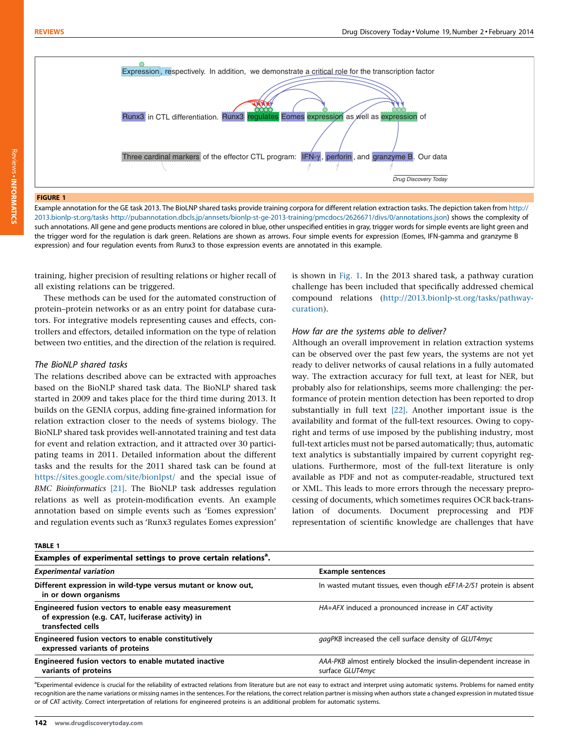**FIGURE 1**

Example annotation for the GE task 2013. The BioLNP shared tasks provide training corpora for different relation extraction tasks. The depiction taken from http://2013.bionlp-st.org/tasks http://pubannotation.dbcls.jp/annsets/bionlp-st-ge-2013-training/pmcdocs/2626671/divs/0/annotations.json) shows the complexity of such annotations. All gene and gene products mentions are colored in blue, other unspecified entities in gray, trigger words for simple events are light green and the trigger word for the regulation is dark green. Relations are shown as arrows. Four simple events for expression (Eomes, IFN-gamma and granzyme B expression) and four regulation events from Runx3 to those expression events are annotated in this example.

training, higher precision of resulting relations or higher recall of all existing relations can be triggered.

These methods can be used for the automated construction of protein–protein networks or as an entry point for database curators. For integrative models representing causes and effects, controllers and effectors, detailed information on the type of relation between two entities, and the direction of the relation is required.

### *The BioNLP shared tasks*

The relations described above can be extracted with approaches based on the BioNLP shared task data. The BioNLP shared task started in 2009 and takes place for the third time during 2013. It builds on the GENIA corpus, adding fine-grained information for relation extraction closer to the needs of systems biology. The BioNLP shared task provides well-annotated training and test data for event and relation extraction, and it attracted over 30 participating teams in 2011. Detailed information about the different tasks and the results for the 2011 shared task can be found at https://sites.google.com/site/bionlpst/ and the special issue of *BMC Bioinformatics* [21]. The BioNLP task addresses regulation relations as well as protein-modification events. An example annotation based on simple events such as 'Eomes expression' and regulation events such as 'Runx3 regulates Eomes expression' is shown in Fig. 1. In the 2013 shared task, a pathway curation challenge has been included that specifically addressed chemical compound relations (http://2013.bionlp-st.org/tasks/pathway-curation).

### *How far are the systems able to deliver?*

Although an overall improvement in relation extraction systems can be observed over the past few years, the systems are not yet ready to deliver networks of causal relations in a fully automated way. The extraction accuracy for full text, at least for NER, but probably also for relationships, seems more challenging: the performance of protein mention detection has been reported to drop substantially in full text [22]. Another important issue is the availability and format of the full-text resources. Owing to copyright and terms of use imposed by the publishing industry, most full-text articles must not be parsed automatically; thus, automatic text analytics is substantially impaired by current copyright regulations. Furthermore, most of the full-text literature is only available as PDF and not as computer-readable, structured text or XML. This leads to more errors through the necessary preprocessing of documents, which sometimes requires OCR back-translation of documents. Document preprocessing and PDF representation of scientific knowledge are challenges that have

**TABLE 1**

**Examples of experimental settings to prove certain relations[a].**

| *Experimental variation* | Example sentences |
|---|---|
| Different expression in wild-type versus mutant or know out, in or down organisms | In wasted mutant tissues, even though *eEF1A-2/S1* protein is absent |
| Engineered fusion vectors to enable easy measurement of expression (e.g. CAT, luciferase activity) in transfected cells | *HA+AFX* induced a pronounced increase in *CAT* activity |
| Engineered fusion vectors to enable constitutively expressed variants of proteins | *gagPKB* increased the cell surface density of *GLUT4myc* |
| Engineered fusion vectors to enable mutated inactive variants of proteins | *AAA-PKB* almost entirely blocked the insulin-dependent increase in surface *GLUT4myc* |

[a]Experimental evidence is crucial for the reliability of extracted relations from literature but are not easy to extract and interpret using automatic systems. Problems for named entity recognition are the name variations or missing names in the sentences. For the relations, the correct relation partner is missing when authors state a changed expression in mutated tissue or of CAT activity. Correct interpretation of relations for engineered proteins is an additional problem for automatic systems.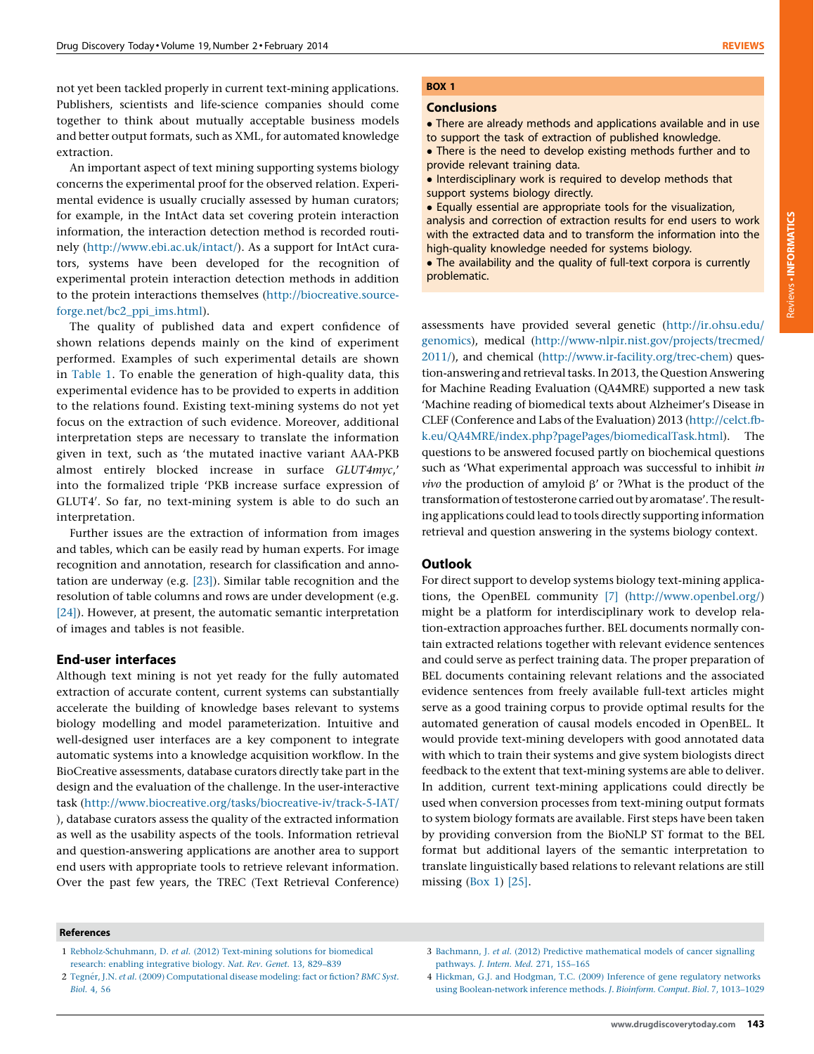not yet been tackled properly in current text-mining applications. Publishers, scientists and life-science companies should come together to think about mutually acceptable business models and better output formats, such as XML, for automated knowledge extraction.

An important aspect of text mining supporting systems biology concerns the experimental proof for the observed relation. Experimental evidence is usually crucially assessed by human curators; for example, in the IntAct data set covering protein interaction information, the interaction detection method is recorded routinely (http://www.ebi.ac.uk/intact/). As a support for IntAct curators, systems have been developed for the recognition of experimental protein interaction detection methods in addition to the protein interactions themselves (http://biocreative.sourceforge.net/bc2_ppi_ims.html).

The quality of published data and expert confidence of shown relations depends mainly on the kind of experiment performed. Examples of such experimental details are shown in Table 1. To enable the generation of high-quality data, this experimental evidence has to be provided to experts in addition to the relations found. Existing text-mining systems do not yet focus on the extraction of such evidence. Moreover, additional interpretation steps are necessary to translate the information given in text, such as 'the mutated inactive variant AAA-PKB almost entirely blocked increase in surface *GLUT4myc*,' into the formalized triple 'PKB increase surface expression of GLUT4'. So far, no text-mining system is able to do such an interpretation.

Further issues are the extraction of information from images and tables, which can be easily read by human experts. For image recognition and annotation, research for classification and annotation are underway (e.g. [23]). Similar table recognition and the resolution of table columns and rows are under development (e.g. [24]). However, at present, the automatic semantic interpretation of images and tables is not feasible.

## End-user interfaces

Although text mining is not yet ready for the fully automated extraction of accurate content, current systems can substantially accelerate the building of knowledge bases relevant to systems biology modelling and model parameterization. Intuitive and well-designed user interfaces are a key component to integrate automatic systems into a knowledge acquisition workflow. In the BioCreative assessments, database curators directly take part in the design and the evaluation of the challenge. In the user-interactive task (http://www.biocreative.org/tasks/biocreative-iv/track-5-IAT/), database curators assess the quality of the extracted information as well as the usability aspects of the tools. Information retrieval and question-answering applications are another area to support end users with appropriate tools to retrieve relevant information. Over the past few years, the TREC (Text Retrieval Conference) assessments have provided several genetic (http://ir.ohsu.edu/genomics), medical (http://www-nlpir.nist.gov/projects/trecmed/2011/), and chemical (http://www.ir-facility.org/trec-chem) question-answering and retrieval tasks. In 2013, the Question Answering for Machine Reading Evaluation (QA4MRE) supported a new task 'Machine reading of biomedical texts about Alzheimer's Disease in CLEF (Conference and Labs of the Evaluation) 2013 (http://celct.fbk.eu/QA4MRE/index.php?pagePages/biomedicalTask.html). The questions to be answered focused partly on biochemical questions such as 'What experimental approach was successful to inhibit *in vivo* the production of amyloid β' or ?What is the product of the transformation of testosterone carried out by aromatase'. The resulting applications could lead to tools directly supporting information retrieval and question answering in the systems biology context.

**BOX 1**

**Conclusions**

- There are already methods and applications available and in use to support the task of extraction of published knowledge.
- There is the need to develop existing methods further and to provide relevant training data.
- Interdisciplinary work is required to develop methods that support systems biology directly.
- Equally essential are appropriate tools for the visualization, analysis and correction of extraction results for end users to work with the extracted data and to transform the information into the high-quality knowledge needed for systems biology.
- The availability and the quality of full-text corpora is currently problematic.

## Outlook

For direct support to develop systems biology text-mining applications, the OpenBEL community [7] (http://www.openbel.org/) might be a platform for interdisciplinary work to develop relation-extraction approaches further. BEL documents normally contain extracted relations together with relevant evidence sentences and could serve as perfect training data. The proper preparation of BEL documents containing relevant relations and the associated evidence sentences from freely available full-text articles might serve as a good training corpus to provide optimal results for the automated generation of causal models encoded in OpenBEL. It would provide text-mining developers with good annotated data with which to train their systems and give system biologists direct feedback to the extent that text-mining systems are able to deliver. In addition, current text-mining applications could directly be used when conversion processes from text-mining output formats to system biology formats are available. First steps have been taken by providing conversion from the BioNLP ST format to the BEL format but additional layers of the semantic interpretation to translate linguistically based relations to relevant relations are still missing (Box 1) [25].

## References

1 Rebholz-Schuhmann, D. *et al.* (2012) Text-mining solutions for biomedical research: enabling integrative biology. *Nat. Rev. Genet.* 13, 829–839

2 Tegnér, J.N. *et al.* (2009) Computational disease modeling: fact or fiction? *BMC Syst. Biol.* 4, 56

3 Bachmann, J. *et al.* (2012) Predictive mathematical models of cancer signalling pathways. *J. Intern. Med.* 271, 155–165

4 Hickman, G.J. and Hodgman, T.C. (2009) Inference of gene regulatory networks using Boolean-network inference methods. *J. Bioinform. Comput. Biol.* 7, 1013–1029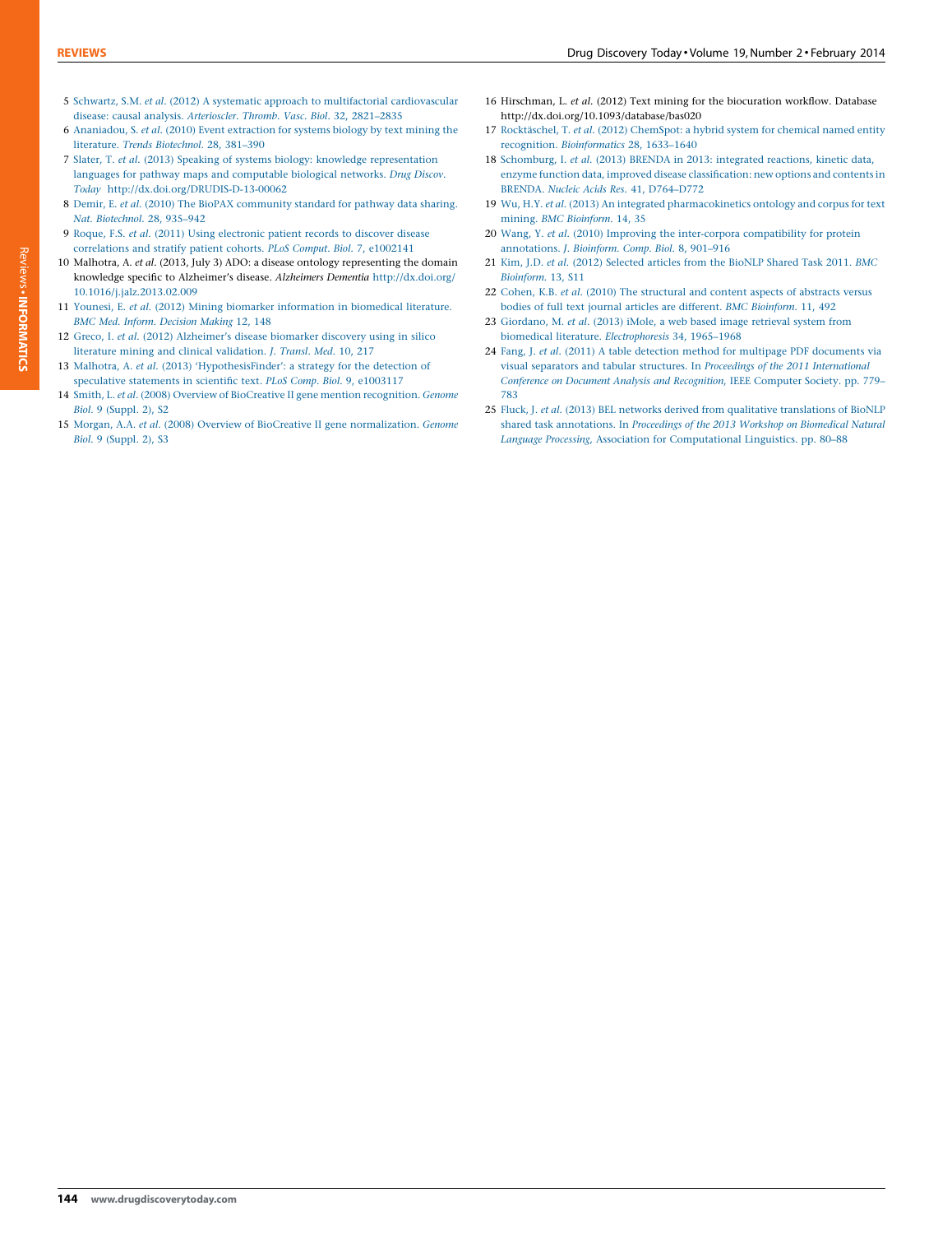5 Schwartz, S.M. *et al.* (2012) A systematic approach to multifactorial cardiovascular disease: causal analysis. *Arterioscler. Thromb. Vasc. Biol.* 32, 2821–2835

6 Ananiadou, S. *et al.* (2010) Event extraction for systems biology by text mining the literature. *Trends Biotechnol.* 28, 381–390

7 Slater, T. *et al.* (2013) Speaking of systems biology: knowledge representation languages for pathway maps and computable biological networks. *Drug Discov. Today* http://dx.doi.org/DRUDIS-D-13-00062

8 Demir, E. *et al.* (2010) The BioPAX community standard for pathway data sharing. *Nat. Biotechnol.* 28, 935–942

9 Roque, F.S. *et al.* (2011) Using electronic patient records to discover disease correlations and stratify patient cohorts. *PLoS Comput. Biol.* 7, e1002141

10 Malhotra, A. *et al.* (2013, July 3) ADO: a disease ontology representing the domain knowledge specific to Alzheimer's disease. *Alzheimers Dementia* http://dx.doi.org/10.1016/j.jalz.2013.02.009

11 Younesi, E. *et al.* (2012) Mining biomarker information in biomedical literature. *BMC Med. Inform. Decision Making* 12, 148

12 Greco, I. *et al.* (2012) Alzheimer's disease biomarker discovery using in silico literature mining and clinical validation. *J. Transl. Med.* 10, 217

13 Malhotra, A. *et al.* (2013) 'HypothesisFinder': a strategy for the detection of speculative statements in scientific text. *PLoS Comp. Biol.* 9, e1003117

14 Smith, L. *et al.* (2008) Overview of BioCreative II gene mention recognition. *Genome Biol.* 9 (Suppl. 2), S2

15 Morgan, A.A. *et al.* (2008) Overview of BioCreative II gene normalization. *Genome Biol.* 9 (Suppl. 2), S3

16 Hirschman, L. *et al.* (2012) Text mining for the biocuration workflow. Database http://dx.doi.org/10.1093/database/bas020

17 Rocktäschel, T. *et al.* (2012) ChemSpot: a hybrid system for chemical named entity recognition. *Bioinformatics* 28, 1633–1640

18 Schomburg, I. *et al.* (2013) BRENDA in 2013: integrated reactions, kinetic data, enzyme function data, improved disease classification: new options and contents in BRENDA. *Nucleic Acids Res.* 41, D764–D772

19 Wu, H.Y. *et al.* (2013) An integrated pharmacokinetics ontology and corpus for text mining. *BMC Bioinform.* 14, 35

20 Wang, Y. *et al.* (2010) Improving the inter-corpora compatibility for protein annotations. *J. Bioinform. Comp. Biol.* 8, 901–916

21 Kim, J.D. *et al.* (2012) Selected articles from the BioNLP Shared Task 2011. *BMC Bioinform.* 13, S11

22 Cohen, K.B. *et al.* (2010) The structural and content aspects of abstracts versus bodies of full text journal articles are different. *BMC Bioinform.* 11, 492

23 Giordano, M. *et al.* (2013) iMole, a web based image retrieval system from biomedical literature. *Electrophoresis* 34, 1965–1968

24 Fang, J. *et al.* (2011) A table detection method for multipage PDF documents via visual separators and tabular structures. In *Proceedings of the 2011 International Conference on Document Analysis and Recognition*, IEEE Computer Society. pp. 779–783

25 Fluck, J. *et al.* (2013) BEL networks derived from qualitative translations of BioNLP shared task annotations. In *Proceedings of the 2013 Workshop on Biomedical Natural Language Processing*, Association for Computational Linguistics. pp. 80–88